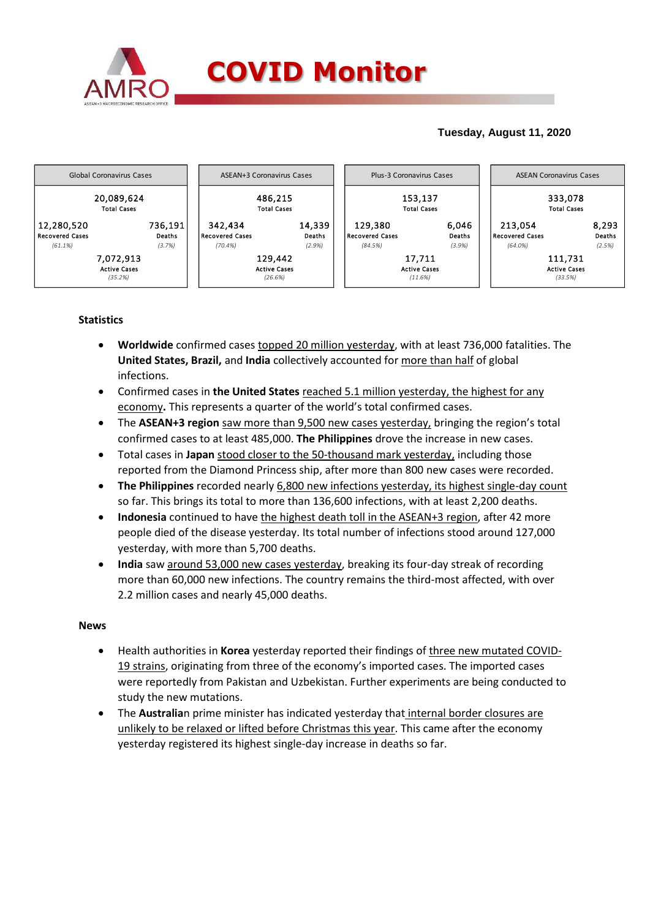# COVID Monitor

**Tuesday, August 11, 2020**

| Global Coronavirus Cases | | ASEAN+3 Coronavirus Cases | | Plus-3 Coronavirus Cases | | ASEAN Coronavirus Cases | |
|---|---|---|---|---|---|---|---|
| 20,089,624 Total Cases | | 486,215 Total Cases | | 153,137 Total Cases | | 333,078 Total Cases | |
| 12,280,520 Recovered Cases (61.1%) | 736,191 Deaths (3.7%) | 342,434 Recovered Cases (70.4%) | 14,339 Deaths (2.9%) | 129,380 Recovered Cases (84.5%) | 6,046 Deaths (3.9%) | 213,054 Recovered Cases (64.0%) | 8,293 Deaths (2.5%) |
| 7,072,913 Active Cases (35.2%) | | 129,442 Active Cases (26.6%) | | 17,711 Active Cases (11.6%) | | 111,731 Active Cases (33.5%) | |

## Statistics

- **Worldwide** confirmed cases topped 20 million yesterday, with at least 736,000 fatalities. The **United States, Brazil,** and **India** collectively accounted for more than half of global infections.
- Confirmed cases in **the United States** reached 5.1 million yesterday, the highest for any economy**.** This represents a quarter of the world's total confirmed cases.
- The **ASEAN+3 region** saw more than 9,500 new cases yesterday, bringing the region's total confirmed cases to at least 485,000. **The Philippines** drove the increase in new cases.
- Total cases in **Japan** stood closer to the 50-thousand mark yesterday, including those reported from the Diamond Princess ship, after more than 800 new cases were recorded.
- **The Philippines** recorded nearly 6,800 new infections yesterday, its highest single-day count so far. This brings its total to more than 136,600 infections, with at least 2,200 deaths.
- **Indonesia** continued to have the highest death toll in the ASEAN+3 region, after 42 more people died of the disease yesterday. Its total number of infections stood around 127,000 yesterday, with more than 5,700 deaths.
- **India** saw around 53,000 new cases yesterday, breaking its four-day streak of recording more than 60,000 new infections. The country remains the third-most affected, with over 2.2 million cases and nearly 45,000 deaths.

## News

- Health authorities in **Korea** yesterday reported their findings of three new mutated COVID-19 strains, originating from three of the economy's imported cases. The imported cases were reportedly from Pakistan and Uzbekistan. Further experiments are being conducted to study the new mutations.
- The **Australia**n prime minister has indicated yesterday that internal border closures are unlikely to be relaxed or lifted before Christmas this year. This came after the economy yesterday registered its highest single-day increase in deaths so far.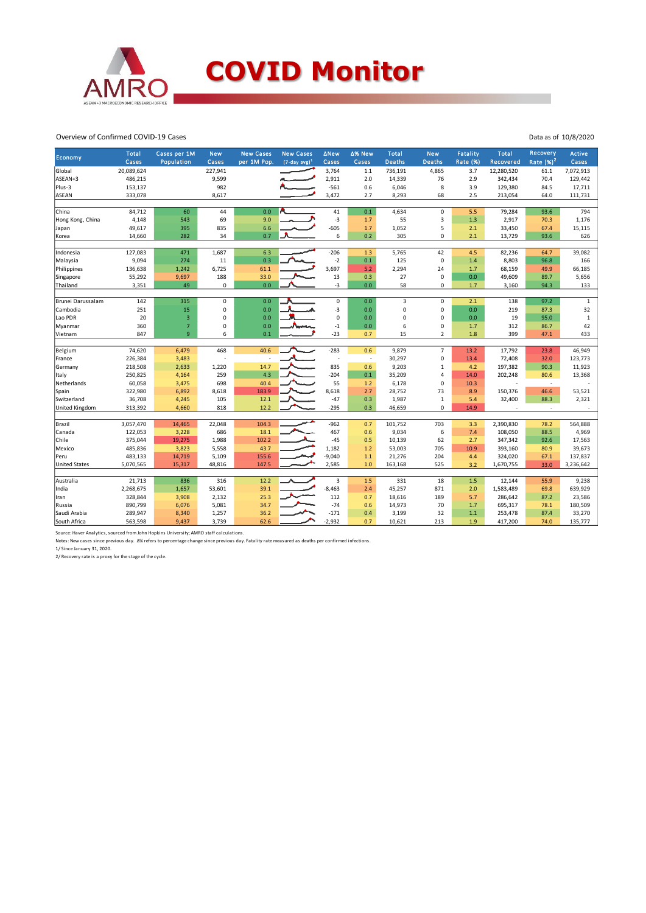# COVID Monitor

Overview of Confirmed COVID-19 Cases

Data as of 10/8/2020

| Economy | Total Cases | Cases per 1M Population | New Cases | New Cases per 1M Pop. | New Cases (7-day avg)[1] | ΔNew Cases | Δ% New Cases | Total Deaths | New Deaths | Fatality Rate (%) | Total Recovered | Recovery Rate (%)[2] | Active Cases |
|---|---|---|---|---|---|---|---|---|---|---|---|---|---|
| Global | 20,089,624 | | 227,941 | | | 3,764 | 1.1 | 736,191 | 4,865 | 3.7 | 12,280,520 | 61.1 | 7,072,913 |
| ASEAN+3 | 486,215 | | 9,599 | | | 2,911 | 2.0 | 14,339 | 76 | 2.9 | 342,434 | 70.4 | 129,442 |
| Plus-3 | 153,137 | | 982 | | | -561 | 0.6 | 6,046 | 8 | 3.9 | 129,380 | 84.5 | 17,711 |
| ASEAN | 333,078 | | 8,617 | | | 3,472 | 2.7 | 8,293 | 68 | 2.5 | 213,054 | 64.0 | 111,731 |
| | | | | | | | | | | | | | |
| China | 84,712 | 60 | 44 | 0.0 | | 41 | 0.1 | 4,634 | 0 | 5.5 | 79,284 | 93.6 | 794 |
| Hong Kong, China | 4,148 | 543 | 69 | 9.0 | | -3 | 1.7 | 55 | 3 | 1.3 | 2,917 | 70.3 | 1,176 |
| Japan | 49,617 | 395 | 835 | 6.6 | | -605 | 1.7 | 1,052 | 5 | 2.1 | 33,450 | 67.4 | 15,115 |
| Korea | 14,660 | 282 | 34 | 0.7 | | 6 | 0.2 | 305 | 0 | 2.1 | 13,729 | 93.6 | 626 |
| | | | | | | | | | | | | | |
| Indonesia | 127,083 | 471 | 1,687 | 6.3 | | -206 | 1.3 | 5,765 | 42 | 4.5 | 82,236 | 64.7 | 39,082 |
| Malaysia | 9,094 | 274 | 11 | 0.3 | | -2 | 0.1 | 125 | 0 | 1.4 | 8,803 | 96.8 | 166 |
| Philippines | 136,638 | 1,242 | 6,725 | 61.1 | | 3,697 | 5.2 | 2,294 | 24 | 1.7 | 68,159 | 49.9 | 66,185 |
| Singapore | 55,292 | 9,697 | 188 | 33.0 | | 13 | 0.3 | 27 | 0 | 0.0 | 49,609 | 89.7 | 5,656 |
| Thailand | 3,351 | 49 | 0 | 0.0 | | -3 | 0.0 | 58 | 0 | 1.7 | 3,160 | 94.3 | 133 |
| | | | | | | | | | | | | | |
| Brunei Darussalam | 142 | 315 | 0 | 0.0 | | 0 | 0.0 | 3 | 0 | 2.1 | 138 | 97.2 | 1 |
| Cambodia | 251 | 15 | 0 | 0.0 | | -3 | 0.0 | 0 | 0 | 0.0 | 219 | 87.3 | 32 |
| Lao PDR | 20 | 3 | 0 | 0.0 | | 0 | 0.0 | 0 | 0 | 0.0 | 19 | 95.0 | 1 |
| Myanmar | 360 | 7 | 0 | 0.0 | | -1 | 0.0 | 6 | 0 | 1.7 | 312 | 86.7 | 42 |
| Vietnam | 847 | 9 | 6 | 0.1 | | -23 | 0.7 | 15 | 2 | 1.8 | 399 | 47.1 | 433 |
| | | | | | | | | | | | | | |
| Belgium | 74,620 | 6,479 | 468 | 40.6 | | -283 | 0.6 | 9,879 | 7 | 13.2 | 17,792 | 23.8 | 46,949 |
| France | 226,384 | 3,483 | - | - | | - | - | 30,297 | 0 | 13.4 | 72,408 | 32.0 | 123,773 |
| Germany | 218,508 | 2,633 | 1,220 | 14.7 | | 835 | 0.6 | 9,203 | 1 | 4.2 | 197,382 | 90.3 | 11,923 |
| Italy | 250,825 | 4,164 | 259 | 4.3 | | -204 | 0.1 | 35,209 | 4 | 14.0 | 202,248 | 80.6 | 13,368 |
| Netherlands | 60,058 | 3,475 | 698 | 40.4 | | 55 | 1.2 | 6,178 | 0 | 10.3 | - | - | - |
| Spain | 322,980 | 6,892 | 8,618 | 183.9 | | 8,618 | 2.7 | 28,752 | 73 | 8.9 | 150,376 | 46.6 | 53,521 |
| Switzerland | 36,708 | 4,245 | 105 | 12.1 | | -47 | 0.3 | 1,987 | 1 | 5.4 | 32,400 | 88.3 | 2,321 |
| United Kingdom | 313,392 | 4,660 | 818 | 12.2 | | -295 | 0.3 | 46,659 | 0 | 14.9 | - | - | - |
| | | | | | | | | | | | | | |
| Brazil | 3,057,470 | 14,465 | 22,048 | 104.3 | | -962 | 0.7 | 101,752 | 703 | 3.3 | 2,390,830 | 78.2 | 564,888 |
| Canada | 122,053 | 3,228 | 686 | 18.1 | | 467 | 0.6 | 9,034 | 6 | 7.4 | 108,050 | 88.5 | 4,969 |
| Chile | 375,044 | 19,275 | 1,988 | 102.2 | | -45 | 0.5 | 10,139 | 62 | 2.7 | 347,342 | 92.6 | 17,563 |
| Mexico | 485,836 | 3,823 | 5,558 | 43.7 | | 1,182 | 1.2 | 53,003 | 705 | 10.9 | 393,160 | 80.9 | 39,673 |
| Peru | 483,133 | 14,719 | 5,109 | 155.6 | | -9,040 | 1.1 | 21,276 | 204 | 4.4 | 324,020 | 67.1 | 137,837 |
| United States | 5,070,565 | 15,317 | 48,816 | 147.5 | | 2,585 | 1.0 | 163,168 | 525 | 3.2 | 1,670,755 | 33.0 | 3,236,642 |
| | | | | | | | | | | | | | |
| Australia | 21,713 | 836 | 316 | 12.2 | | 3 | 1.5 | 331 | 18 | 1.5 | 12,144 | 55.9 | 9,238 |
| India | 2,268,675 | 1,657 | 53,601 | 39.1 | | -8,463 | 2.4 | 45,257 | 871 | 2.0 | 1,583,489 | 69.8 | 639,929 |
| Iran | 328,844 | 3,908 | 2,132 | 25.3 | | 112 | 0.7 | 18,616 | 189 | 5.7 | 286,642 | 87.2 | 23,586 |
| Russia | 890,799 | 6,076 | 5,081 | 34.7 | | -74 | 0.6 | 14,973 | 70 | 1.7 | 695,317 | 78.1 | 180,509 |
| Saudi Arabia | 289,947 | 8,340 | 1,257 | 36.2 | | -171 | 0.4 | 3,199 | 32 | 1.1 | 253,478 | 87.4 | 33,270 |
| South Africa | 563,598 | 9,437 | 3,739 | 62.6 | | -2,932 | 0.7 | 10,621 | 213 | 1.9 | 417,200 | 74.0 | 135,777 |

Source: Haver Analytics, sourced from John Hopkins University; AMRO staff calculations.

Notes: New cases since previous day. Δ% refers to percentage change since previous day. Fatality rate measured as deaths per confirmed infections.

1/ Since January 31, 2020.

2/ Recovery rate is a proxy for the stage of the cycle.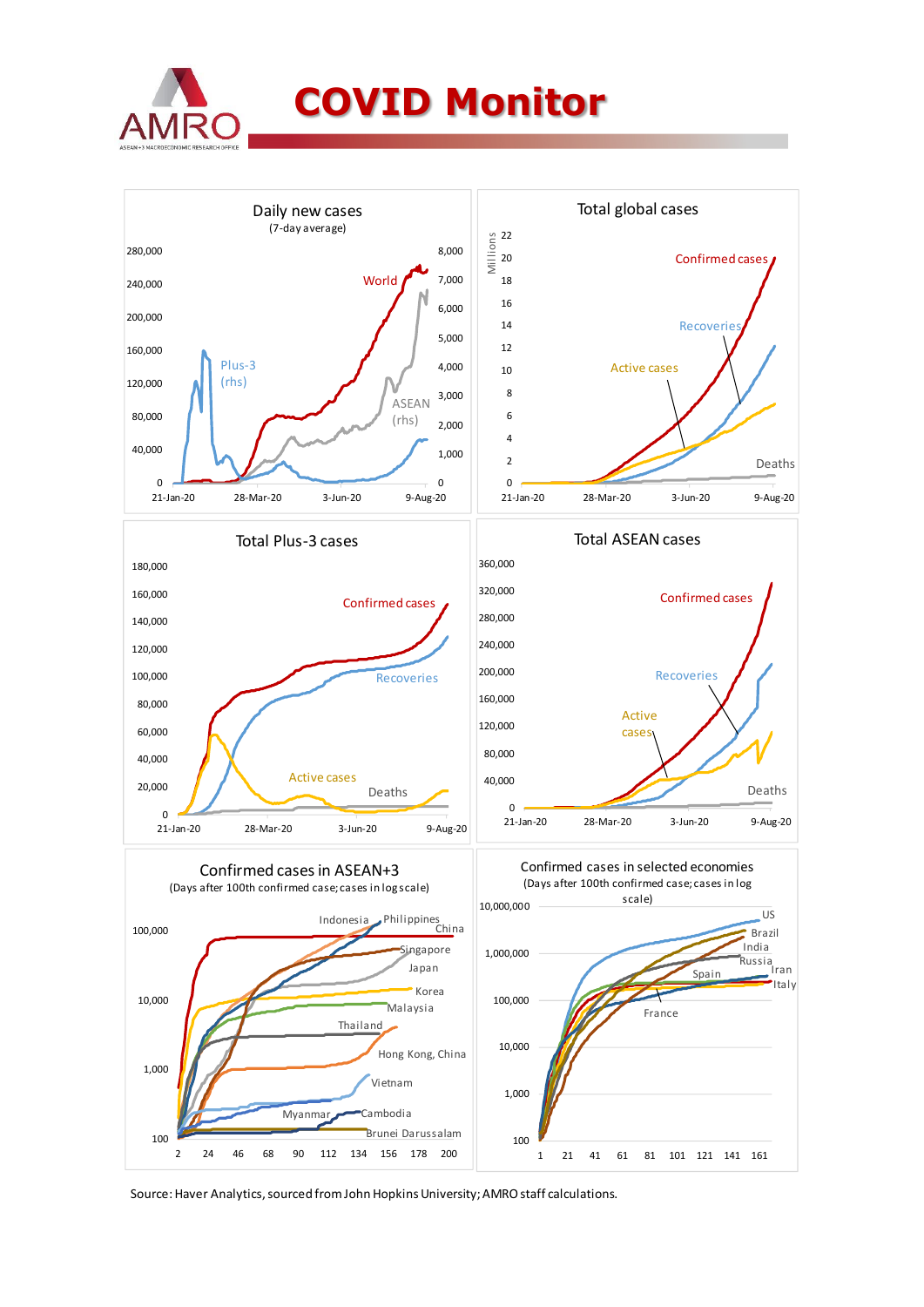# COVID Monitor

AMRO
ASEAN+3 MACROECONOMIC RESEARCH OFFICE

### Daily new cases

(7-day average)

280,000
240,000
200,000
160,000
120,000
80,000
40,000
0

8,000
7,000
6,000
5,000
4,000
3,000
2,000
1,000
0

World
Plus-3 (rhs)
ASEAN (rhs)

21-Jan-20 28-Mar-20 3-Jun-20 9-Aug-20

### Total global cases

Millions

22
20
18
16
14
12
10
8
6
4
2
0

Confirmed cases
Recoveries
Active cases
Deaths

21-Jan-20 28-Mar-20 3-Jun-20 9-Aug-20

### Total Plus-3 cases

180,000
160,000
140,000
120,000
100,000
80,000
60,000
40,000
20,000
0

Confirmed cases
Recoveries
Active cases
Deaths

21-Jan-20 28-Mar-20 3-Jun-20 9-Aug-20

### Total ASEAN cases

360,000
320,000
280,000
240,000
200,000
160,000
120,000
80,000
40,000
0

Confirmed cases
Recoveries
Active cases
Deaths

21-Jan-20 28-Mar-20 3-Jun-20 9-Aug-20

### Confirmed cases in ASEAN+3

(Days after 100th confirmed case; cases in log scale)

100,000
10,000
1,000
100

Indonesia
Philippines
China
Singapore
Japan
Korea
Malaysia
Thailand
Hong Kong, China
Vietnam
Myanmar
Cambodia
Brunei Darussalam

2 24 46 68 90 112 134 156 178 200

### Confirmed cases in selected economies

(Days after 100th confirmed case; cases in log scale)

10,000,000
1,000,000
100,000
10,000
1,000
100

US
Brazil
India
Russia
Iran
Spain
Italy
France

1 21 41 61 81 101 121 141 161

Source: Haver Analytics, sourced from John Hopkins University; AMRO staff calculations.